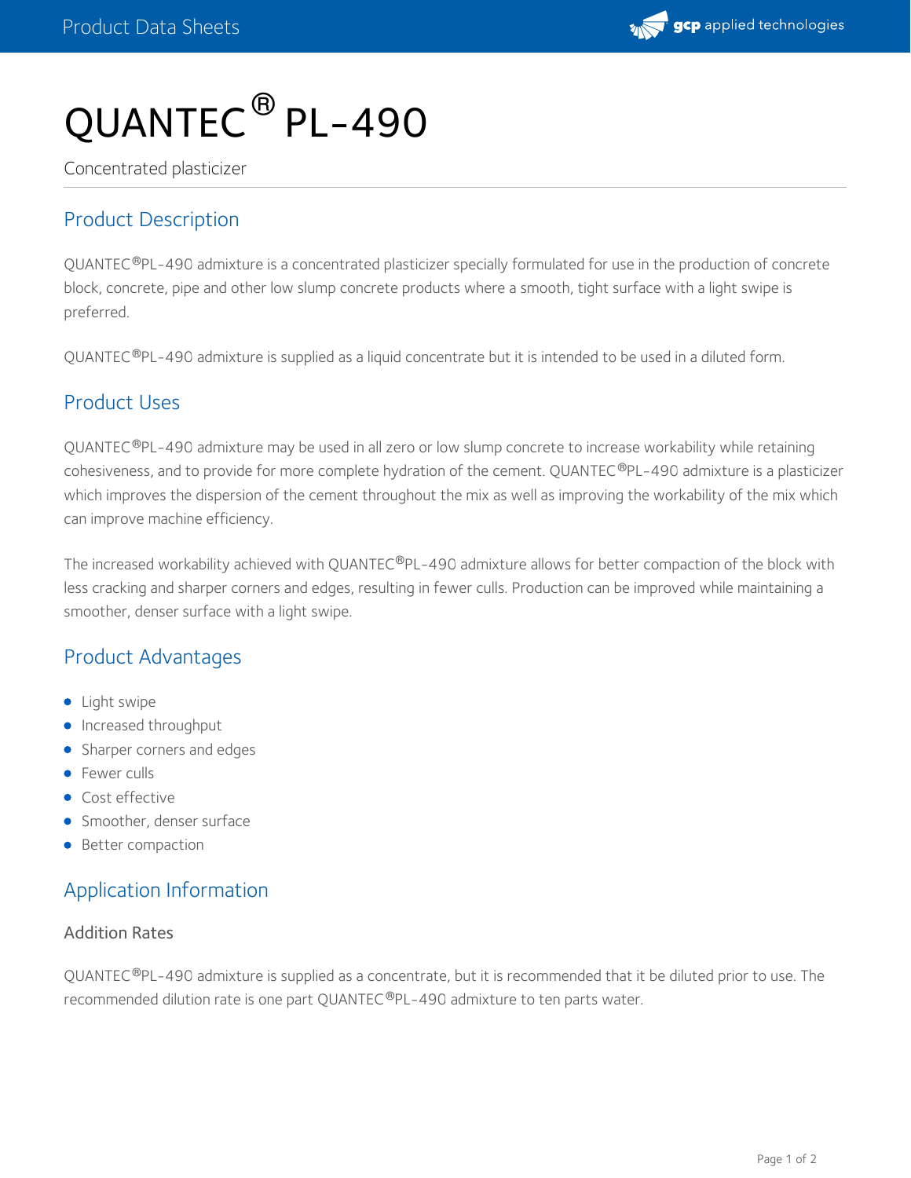# QUANTEC® PL-490

Concentrated plasticizer

## Product Description

QUANTEC®PL-490 admixture is a concentrated plasticizer specially formulated for use in the production of concrete block, concrete, pipe and other low slump concrete products where a smooth, tight surface with a light swipe is preferred.

QUANTEC®PL-490 admixture is supplied as a liquid concentrate but it is intended to be used in a diluted form.

## Product Uses

QUANTEC®PL-490 admixture may be used in all zero or low slump concrete to increase workability while retaining cohesiveness, and to provide for more complete hydration of the cement. QUANTEC®PL-490 admixture is a plasticizer which improves the dispersion of the cement throughout the mix as well as improving the workability of the mix which can improve machine efficiency.

The increased workability achieved with QUANTEC®PL-490 admixture allows for better compaction of the block with less cracking and sharper corners and edges, resulting in fewer culls. Production can be improved while maintaining a smoother, denser surface with a light swipe.

## Product Advantages

- Light swipe
- Increased throughput
- Sharper corners and edges
- Fewer culls
- Cost effective
- Smoother, denser surface
- Better compaction

## Application Information

### Addition Rates

QUANTEC®PL-490 admixture is supplied as a concentrate, but it is recommended that it be diluted prior to use. The recommended dilution rate is one part QUANTEC®PL-490 admixture to ten parts water.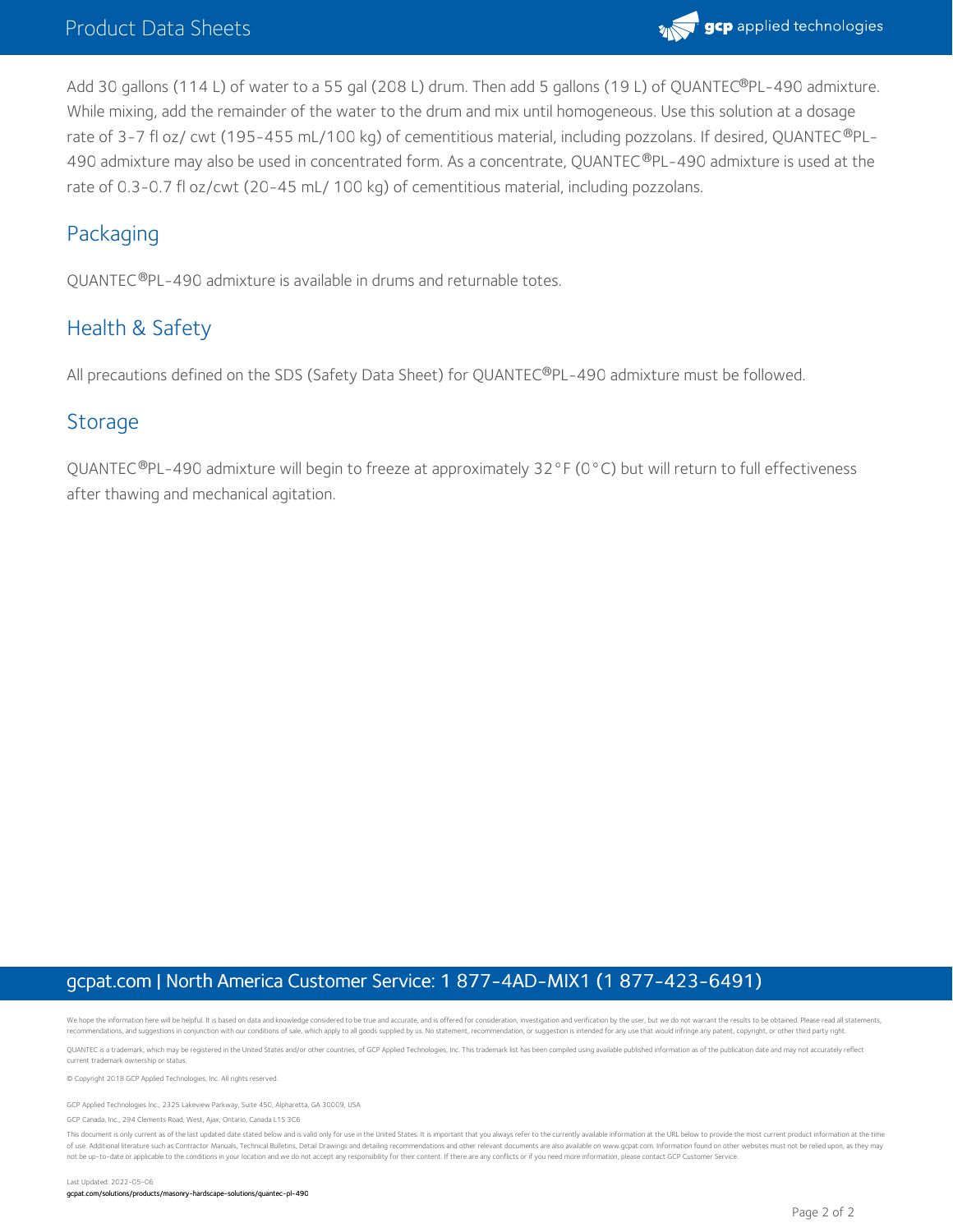Add 30 gallons (114 L) of water to a 55 gal (208 L) drum. Then add 5 gallons (19 L) of QUANTEC®PL-490 admixture. While mixing, add the remainder of the water to the drum and mix until homogeneous. Use this solution at a dosage rate of 3-7 fl oz/ cwt (195-455 mL/100 kg) of cementitious material, including pozzolans. If desired, QUANTEC®PL-490 admixture may also be used in concentrated form. As a concentrate, QUANTEC®PL-490 admixture is used at the rate of 0.3-0.7 fl oz/cwt (20-45 mL/ 100 kg) of cementitious material, including pozzolans.

## Packaging

QUANTEC®PL-490 admixture is available in drums and returnable totes.

## Health & Safety

All precautions defined on the SDS (Safety Data Sheet) for QUANTEC®PL-490 admixture must be followed.

## Storage

QUANTEC®PL-490 admixture will begin to freeze at approximately 32°F (0°C) but will return to full effectiveness after thawing and mechanical agitation.

gcpat.com | North America Customer Service: 1 877-4AD-MIX1 (1 877-423-6491)

We hope the information here will be helpful. It is based on data and knowledge considered to be true and accurate, and is offered for consideration, investigation and verification by the user, but we do not warrant the results to be obtained. Please read all statements, recommendations, and suggestions in conjunction with our conditions of sale, which apply to all goods supplied by us. No statement, recommendation, or suggestion is intended for any use that would infringe any patent, copyright, or other third party right.

QUANTEC is a trademark, which may be registered in the United States and/or other countries, of GCP Applied Technologies, Inc. This trademark list has been compiled using available published information as of the publication date and may not accurately reflect current trademark ownership or status.

© Copyright 2018 GCP Applied Technologies, Inc. All rights reserved.

GCP Applied Technologies Inc., 2325 Lakeview Parkway, Suite 450, Alpharetta, GA 30009, USA

GCP Canada, Inc., 294 Clements Road, West, Ajax, Ontario, Canada L1S 3C6

This document is only current as of the last updated date stated below and is valid only for use in the United States. It is important that you always refer to the currently available information at the URL below to provide the most current product information at the time of use. Additional literature such as Contractor Manuals, Technical Bulletins, Detail Drawings and detailing recommendations and other relevant documents are also available on www.gcpat.com. Information found on other websites must not be relied upon, as they may not be up-to-date or applicable to the conditions in your location and we do not accept any responsibility for their content. If there are any conflicts or if you need more information, please contact GCP Customer Service.

Last Updated: 2022-05-06

gcpat.com/solutions/products/masonry-hardscape-solutions/quantec-pl-490